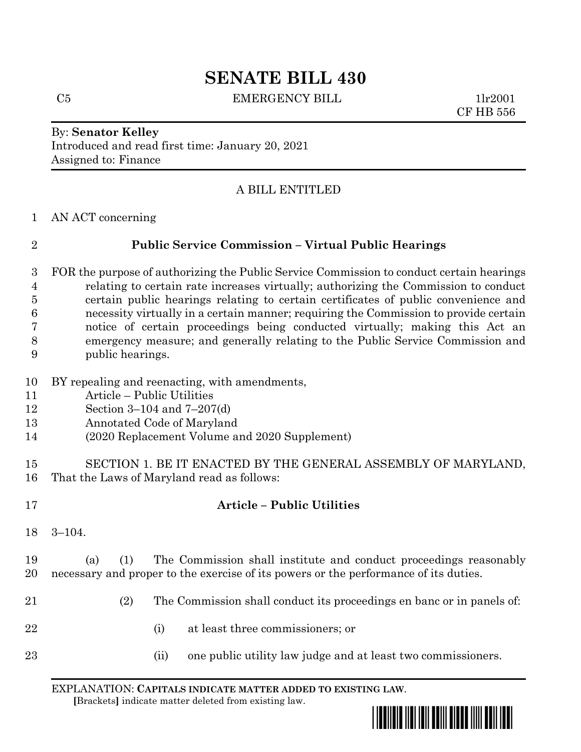# SENATE BILL 430

C5 EMERGENCY BILL 1lr2001
CF HB 556

By: **Senator Kelley**
Introduced and read first time: January 20, 2021
Assigned to: Finance

A BILL ENTITLED

AN ACT concerning

## Public Service Commission – Virtual Public Hearings

FOR the purpose of authorizing the Public Service Commission to conduct certain hearings relating to certain rate increases virtually; authorizing the Commission to conduct certain public hearings relating to certain certificates of public convenience and necessity virtually in a certain manner; requiring the Commission to provide certain notice of certain proceedings being conducted virtually; making this Act an emergency measure; and generally relating to the Public Service Commission and public hearings.

BY repealing and reenacting, with amendments,
Article – Public Utilities
Section 3–104 and 7–207(d)
Annotated Code of Maryland
(2020 Replacement Volume and 2020 Supplement)

SECTION 1. BE IT ENACTED BY THE GENERAL ASSEMBLY OF MARYLAND, That the Laws of Maryland read as follows:

### Article – Public Utilities

3–104.

(a) (1) The Commission shall institute and conduct proceedings reasonably necessary and proper to the exercise of its powers or the performance of its duties.

(2) The Commission shall conduct its proceedings en banc or in panels of:

(i) at least three commissioners; or

(ii) one public utility law judge and at least two commissioners.

EXPLANATION: **CAPITALS INDICATE MATTER ADDED TO EXISTING LAW**.
**[**Brackets**]** indicate matter deleted from existing law.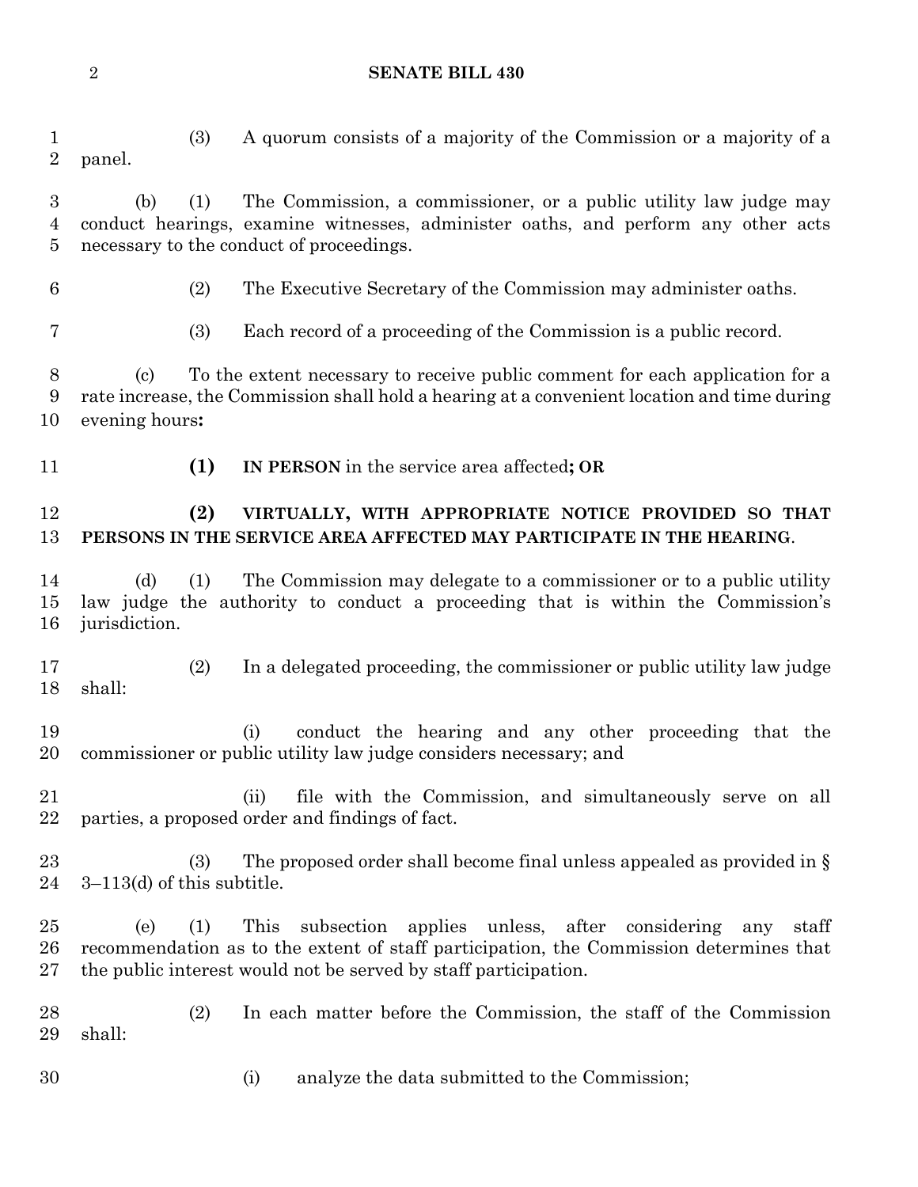(3) A quorum consists of a majority of the Commission or a majority of a panel.

(b) (1) The Commission, a commissioner, or a public utility law judge may conduct hearings, examine witnesses, administer oaths, and perform any other acts necessary to the conduct of proceedings.

(2) The Executive Secretary of the Commission may administer oaths.

(3) Each record of a proceeding of the Commission is a public record.

(c) To the extent necessary to receive public comment for each application for a rate increase, the Commission shall hold a hearing at a convenient location and time during evening hours**:**

**(1)** **IN PERSON** in the service area affected**; OR**

**(2) VIRTUALLY, WITH APPROPRIATE NOTICE PROVIDED SO THAT PERSONS IN THE SERVICE AREA AFFECTED MAY PARTICIPATE IN THE HEARING**.

(d) (1) The Commission may delegate to a commissioner or to a public utility law judge the authority to conduct a proceeding that is within the Commission's jurisdiction.

(2) In a delegated proceeding, the commissioner or public utility law judge shall:

(i) conduct the hearing and any other proceeding that the commissioner or public utility law judge considers necessary; and

(ii) file with the Commission, and simultaneously serve on all parties, a proposed order and findings of fact.

(3) The proposed order shall become final unless appealed as provided in § 3–113(d) of this subtitle.

(e) (1) This subsection applies unless, after considering any staff recommendation as to the extent of staff participation, the Commission determines that the public interest would not be served by staff participation.

(2) In each matter before the Commission, the staff of the Commission shall:

(i) analyze the data submitted to the Commission;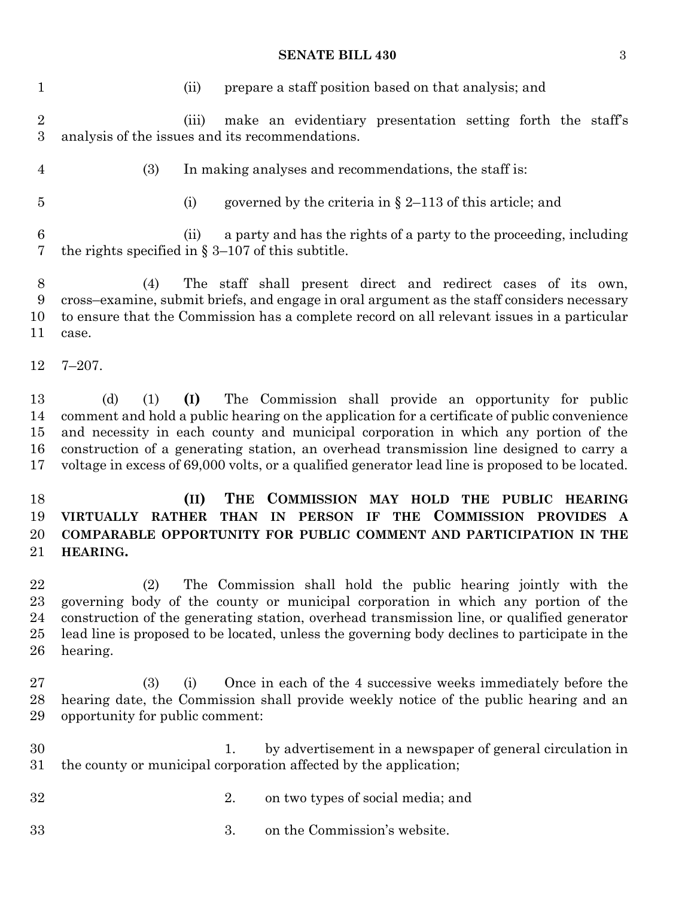(ii) prepare a staff position based on that analysis; and

(iii) make an evidentiary presentation setting forth the staff's analysis of the issues and its recommendations.

(3) In making analyses and recommendations, the staff is:

(i) governed by the criteria in § 2–113 of this article; and

(ii) a party and has the rights of a party to the proceeding, including the rights specified in § 3–107 of this subtitle.

(4) The staff shall present direct and redirect cases of its own, cross–examine, submit briefs, and engage in oral argument as the staff considers necessary to ensure that the Commission has a complete record on all relevant issues in a particular case.

7–207.

(d) (1) **(I)** The Commission shall provide an opportunity for public comment and hold a public hearing on the application for a certificate of public convenience and necessity in each county and municipal corporation in which any portion of the construction of a generating station, an overhead transmission line designed to carry a voltage in excess of 69,000 volts, or a qualified generator lead line is proposed to be located.

**(II) THE COMMISSION MAY HOLD THE PUBLIC HEARING VIRTUALLY RATHER THAN IN PERSON IF THE COMMISSION PROVIDES A COMPARABLE OPPORTUNITY FOR PUBLIC COMMENT AND PARTICIPATION IN THE HEARING.**

(2) The Commission shall hold the public hearing jointly with the governing body of the county or municipal corporation in which any portion of the construction of the generating station, overhead transmission line, or qualified generator lead line is proposed to be located, unless the governing body declines to participate in the hearing.

(3) (i) Once in each of the 4 successive weeks immediately before the hearing date, the Commission shall provide weekly notice of the public hearing and an opportunity for public comment:

1. by advertisement in a newspaper of general circulation in the county or municipal corporation affected by the application;

2. on two types of social media; and

3. on the Commission's website.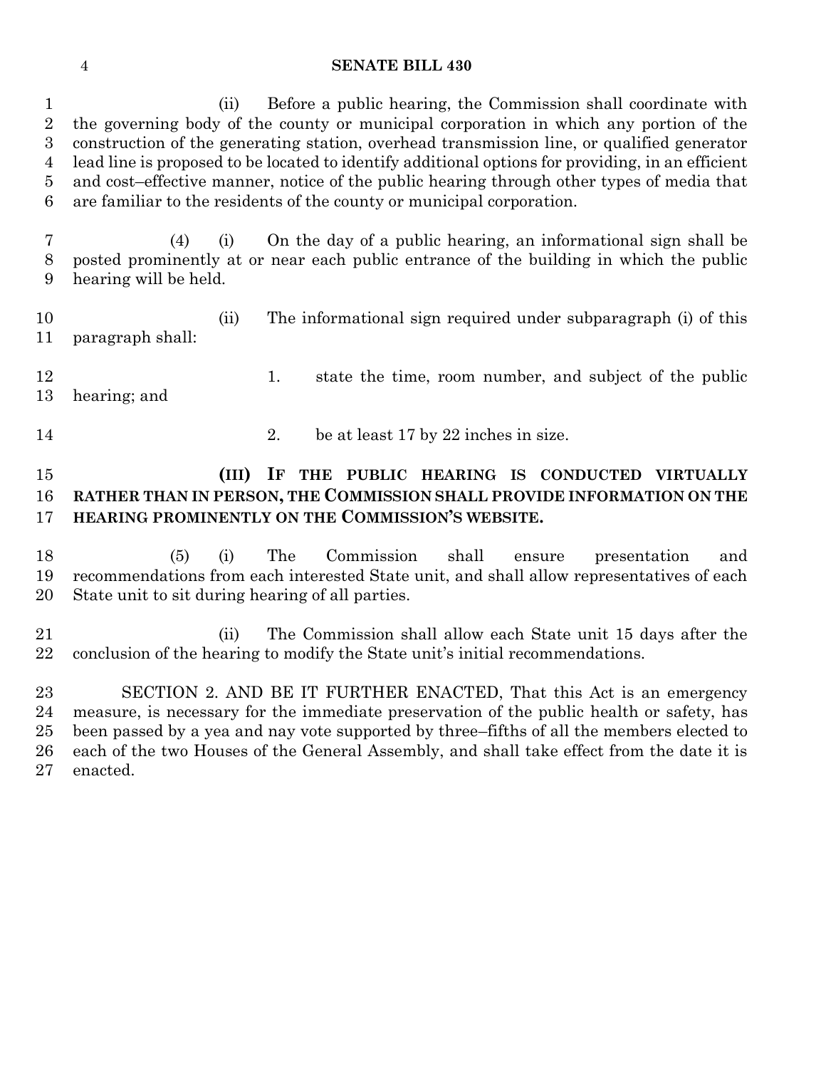(ii) Before a public hearing, the Commission shall coordinate with the governing body of the county or municipal corporation in which any portion of the construction of the generating station, overhead transmission line, or qualified generator lead line is proposed to be located to identify additional options for providing, in an efficient and cost–effective manner, notice of the public hearing through other types of media that are familiar to the residents of the county or municipal corporation.

(4) (i) On the day of a public hearing, an informational sign shall be posted prominently at or near each public entrance of the building in which the public hearing will be held.

(ii) The informational sign required under subparagraph (i) of this paragraph shall:

1. state the time, room number, and subject of the public hearing; and

2. be at least 17 by 22 inches in size.

**(III) IF THE PUBLIC HEARING IS CONDUCTED VIRTUALLY RATHER THAN IN PERSON, THE COMMISSION SHALL PROVIDE INFORMATION ON THE HEARING PROMINENTLY ON THE COMMISSION'S WEBSITE.**

(5) (i) The Commission shall ensure presentation and recommendations from each interested State unit, and shall allow representatives of each State unit to sit during hearing of all parties.

(ii) The Commission shall allow each State unit 15 days after the conclusion of the hearing to modify the State unit's initial recommendations.

SECTION 2. AND BE IT FURTHER ENACTED, That this Act is an emergency measure, is necessary for the immediate preservation of the public health or safety, has been passed by a yea and nay vote supported by three–fifths of all the members elected to each of the two Houses of the General Assembly, and shall take effect from the date it is enacted.